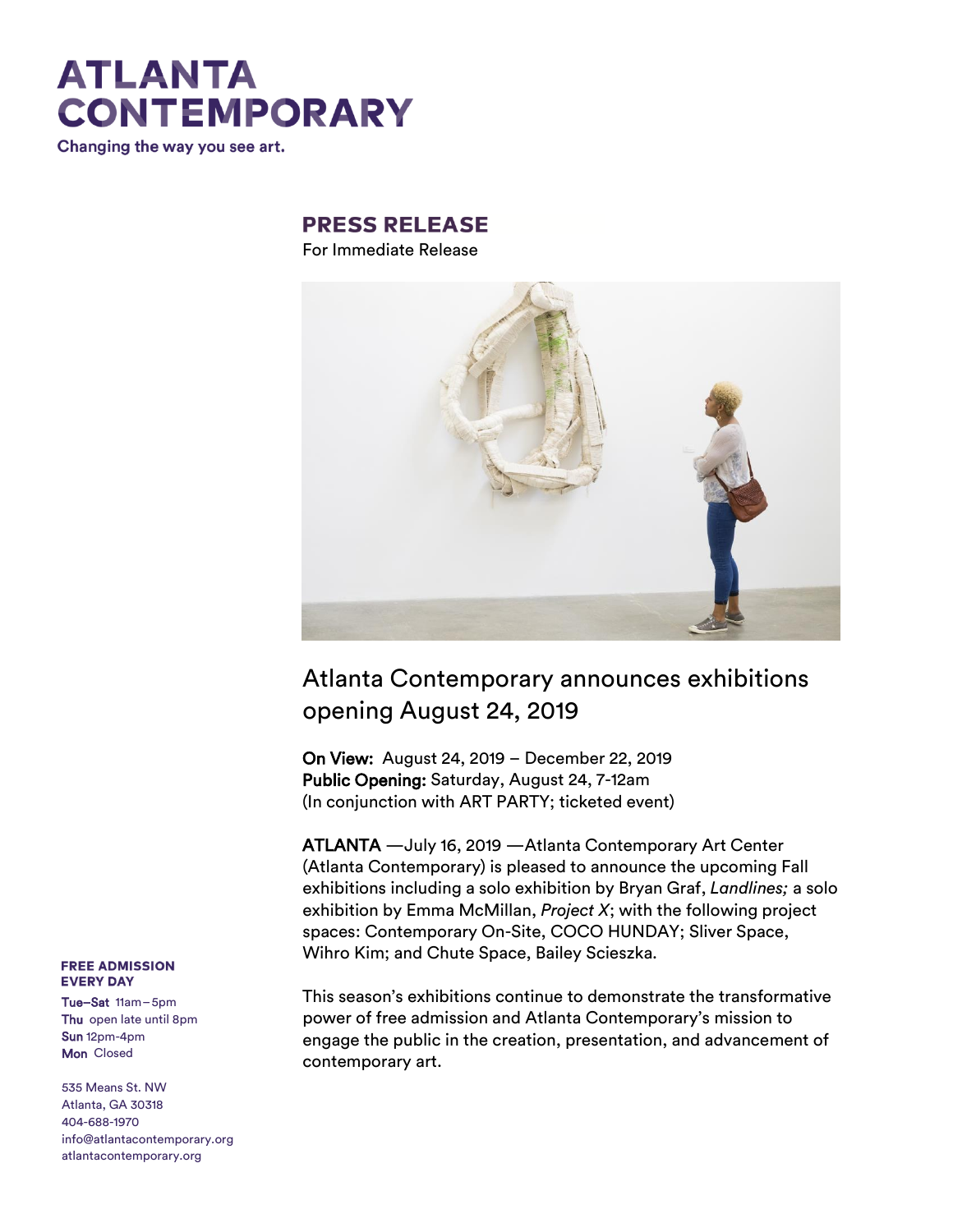# ATLANTA CONTEMPORARY

Changing the way you see art.

## PRESS RELEASE

For Immediate Release

## Atlanta Contemporary announces exhibitions opening August 24, 2019

**On View:** August 24, 2019 – December 22, 2019
**Public Opening:** Saturday, August 24, 7-12am
(In conjunction with ART PARTY; ticketed event)

**ATLANTA** —July 16, 2019 —Atlanta Contemporary Art Center (Atlanta Contemporary) is pleased to announce the upcoming Fall exhibitions including a solo exhibition by Bryan Graf, *Landlines;* a solo exhibition by Emma McMillan, *Project X*; with the following project spaces: Contemporary On-Site, COCO HUNDAY; Sliver Space, Wihro Kim; and Chute Space, Bailey Scieszka.

This season's exhibitions continue to demonstrate the transformative power of free admission and Atlanta Contemporary's mission to engage the public in the creation, presentation, and advancement of contemporary art.

**FREE ADMISSION EVERY DAY**

**Tue–Sat** 11am – 5pm
**Thu** open late until 8pm
**Sun** 12pm-4pm
**Mon** Closed

535 Means St. NW
Atlanta, GA 30318
404-688-1970
info@atlantacontemporary.org
atlantacontemporary.org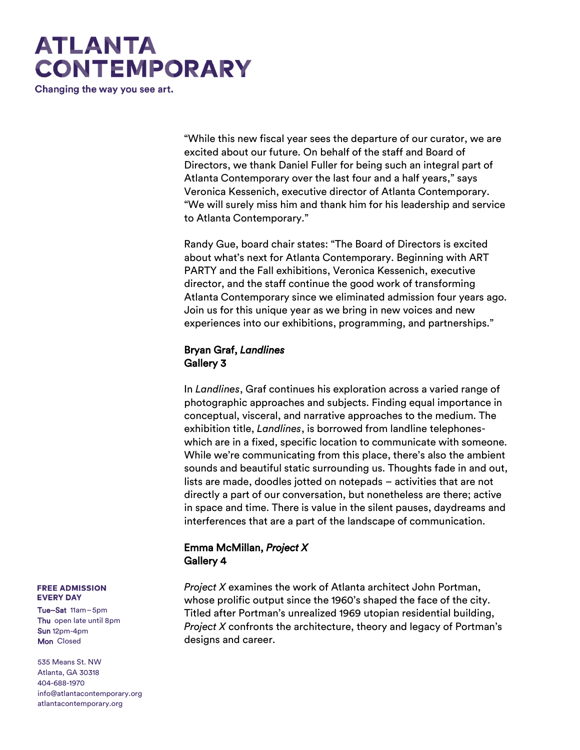"While this new fiscal year sees the departure of our curator, we are excited about our future. On behalf of the staff and Board of Directors, we thank Daniel Fuller for being such an integral part of Atlanta Contemporary over the last four and a half years," says Veronica Kessenich, executive director of Atlanta Contemporary. "We will surely miss him and thank him for his leadership and service to Atlanta Contemporary."

Randy Gue, board chair states: "The Board of Directors is excited about what's next for Atlanta Contemporary. Beginning with ART PARTY and the Fall exhibitions, Veronica Kessenich, executive director, and the staff continue the good work of transforming Atlanta Contemporary since we eliminated admission four years ago. Join us for this unique year as we bring in new voices and new experiences into our exhibitions, programming, and partnerships."

**Bryan Graf, *Landlines***
**Gallery 3**

In *Landlines*, Graf continues his exploration across a varied range of photographic approaches and subjects. Finding equal importance in conceptual, visceral, and narrative approaches to the medium. The exhibition title, *Landlines*, is borrowed from landline telephones- which are in a fixed, specific location to communicate with someone. While we're communicating from this place, there's also the ambient sounds and beautiful static surrounding us. Thoughts fade in and out, lists are made, doodles jotted on notepads – activities that are not directly a part of our conversation, but nonetheless are there; active in space and time. There is value in the silent pauses, daydreams and interferences that are a part of the landscape of communication.

**Emma McMillan, *Project X***
**Gallery 4**

*Project X* examines the work of Atlanta architect John Portman, whose prolific output since the 1960's shaped the face of the city. Titled after Portman's unrealized 1969 utopian residential building, *Project X* confronts the architecture, theory and legacy of Portman's designs and career.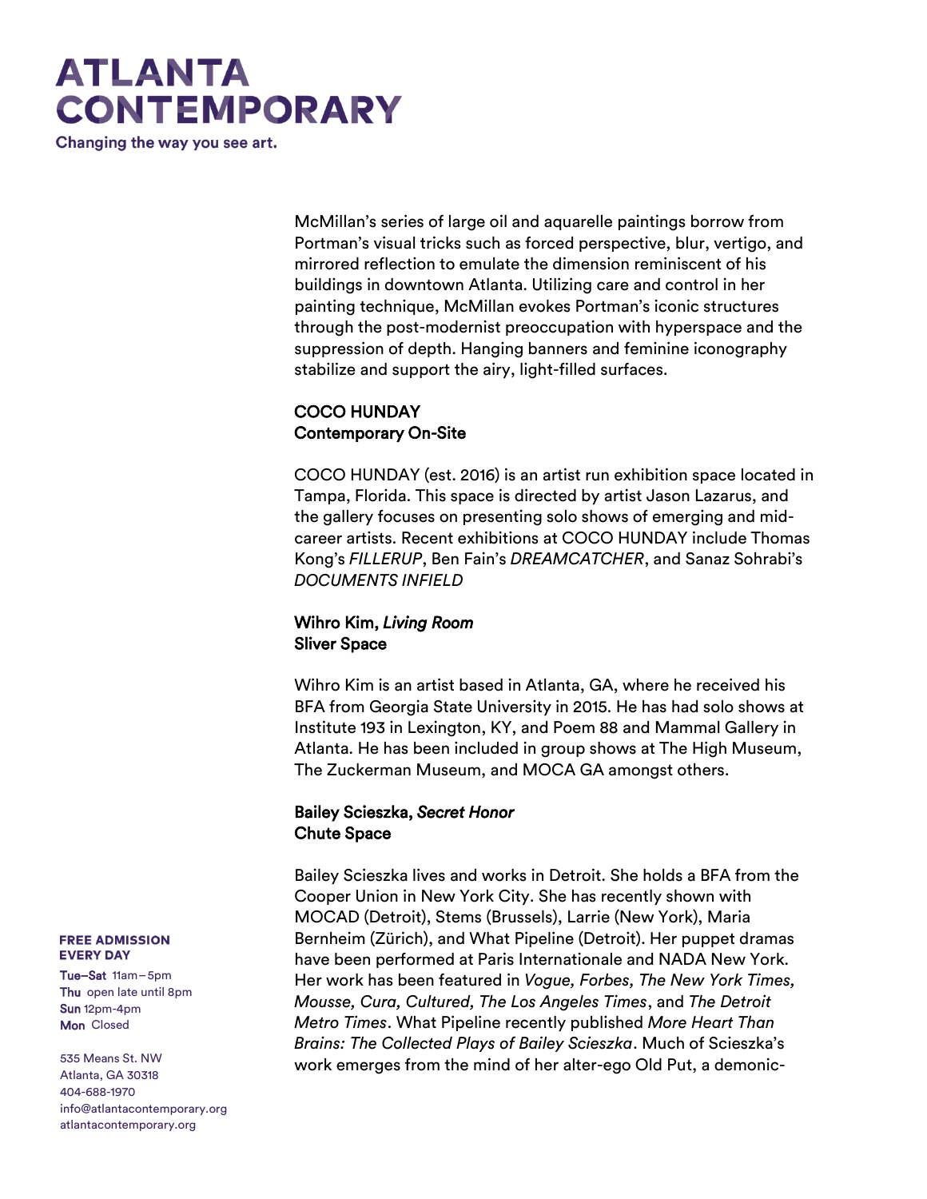McMillan's series of large oil and aquarelle paintings borrow from Portman's visual tricks such as forced perspective, blur, vertigo, and mirrored reflection to emulate the dimension reminiscent of his buildings in downtown Atlanta. Utilizing care and control in her painting technique, McMillan evokes Portman's iconic structures through the post-modernist preoccupation with hyperspace and the suppression of depth. Hanging banners and feminine iconography stabilize and support the airy, light-filled surfaces.

### COCO HUNDAY
### Contemporary On-Site

COCO HUNDAY (est. 2016) is an artist run exhibition space located in Tampa, Florida. This space is directed by artist Jason Lazarus, and the gallery focuses on presenting solo shows of emerging and mid-career artists. Recent exhibitions at COCO HUNDAY include Thomas Kong's *FILLERUP*, Ben Fain's *DREAMCATCHER*, and Sanaz Sohrabi's *DOCUMENTS INFIELD*

### Wihro Kim, *Living Room*
### Sliver Space

Wihro Kim is an artist based in Atlanta, GA, where he received his BFA from Georgia State University in 2015. He has had solo shows at Institute 193 in Lexington, KY, and Poem 88 and Mammal Gallery in Atlanta. He has been included in group shows at The High Museum, The Zuckerman Museum, and MOCA GA amongst others.

### Bailey Scieszka, *Secret Honor*
### Chute Space

Bailey Scieszka lives and works in Detroit. She holds a BFA from the Cooper Union in New York City. She has recently shown with MOCAD (Detroit), Stems (Brussels), Larrie (New York), Maria Bernheim (Zürich), and What Pipeline (Detroit). Her puppet dramas have been performed at Paris Internationale and NADA New York. Her work has been featured in *Vogue, Forbes, The New York Times, Mousse, Cura, Cultured, The Los Angeles Times*, and *The Detroit Metro Times*. What Pipeline recently published *More Heart Than Brains: The Collected Plays of Bailey Scieszka*. Much of Scieszka's work emerges from the mind of her alter-ego Old Put, a demonic-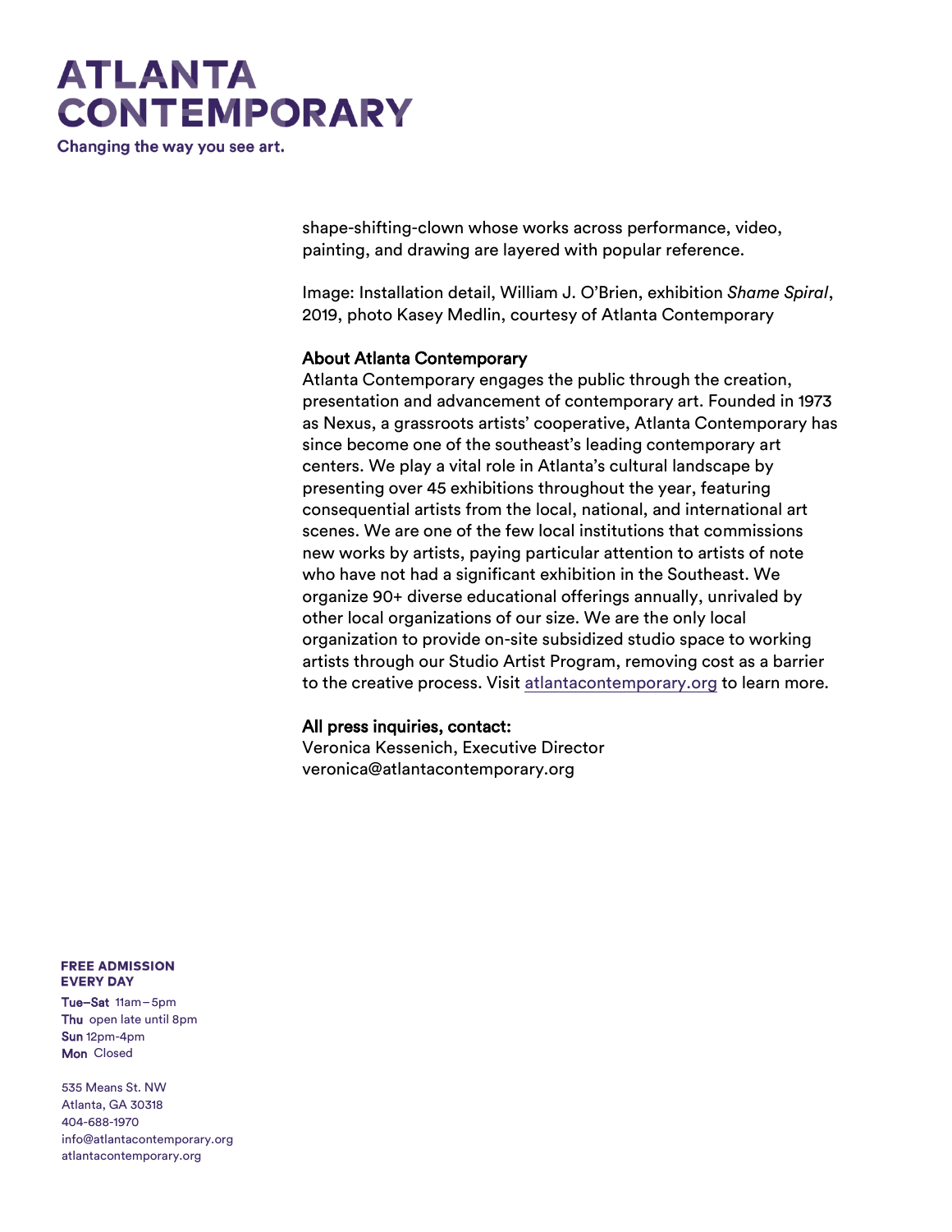shape-shifting-clown whose works across performance, video, painting, and drawing are layered with popular reference.

Image: Installation detail, William J. O'Brien, exhibition *Shame Spiral*, 2019, photo Kasey Medlin, courtesy of Atlanta Contemporary

**About Atlanta Contemporary**

Atlanta Contemporary engages the public through the creation, presentation and advancement of contemporary art. Founded in 1973 as Nexus, a grassroots artists' cooperative, Atlanta Contemporary has since become one of the southeast's leading contemporary art centers. We play a vital role in Atlanta's cultural landscape by presenting over 45 exhibitions throughout the year, featuring consequential artists from the local, national, and international art scenes. We are one of the few local institutions that commissions new works by artists, paying particular attention to artists of note who have not had a significant exhibition in the Southeast. We organize 90+ diverse educational offerings annually, unrivaled by other local organizations of our size. We are the only local organization to provide on-site subsidized studio space to working artists through our Studio Artist Program, removing cost as a barrier to the creative process. Visit [atlantacontemporary.org](atlantacontemporary.org) to learn more.

**All press inquiries, contact:**

Veronica Kessenich, Executive Director
veronica@atlantacontemporary.org

**FREE ADMISSION EVERY DAY**

**Tue–Sat** 11am–5pm
**Thu** open late until 8pm
**Sun** 12pm-4pm
**Mon** Closed

535 Means St. NW
Atlanta, GA 30318
404-688-1970
info@atlantacontemporary.org
atlantacontemporary.org